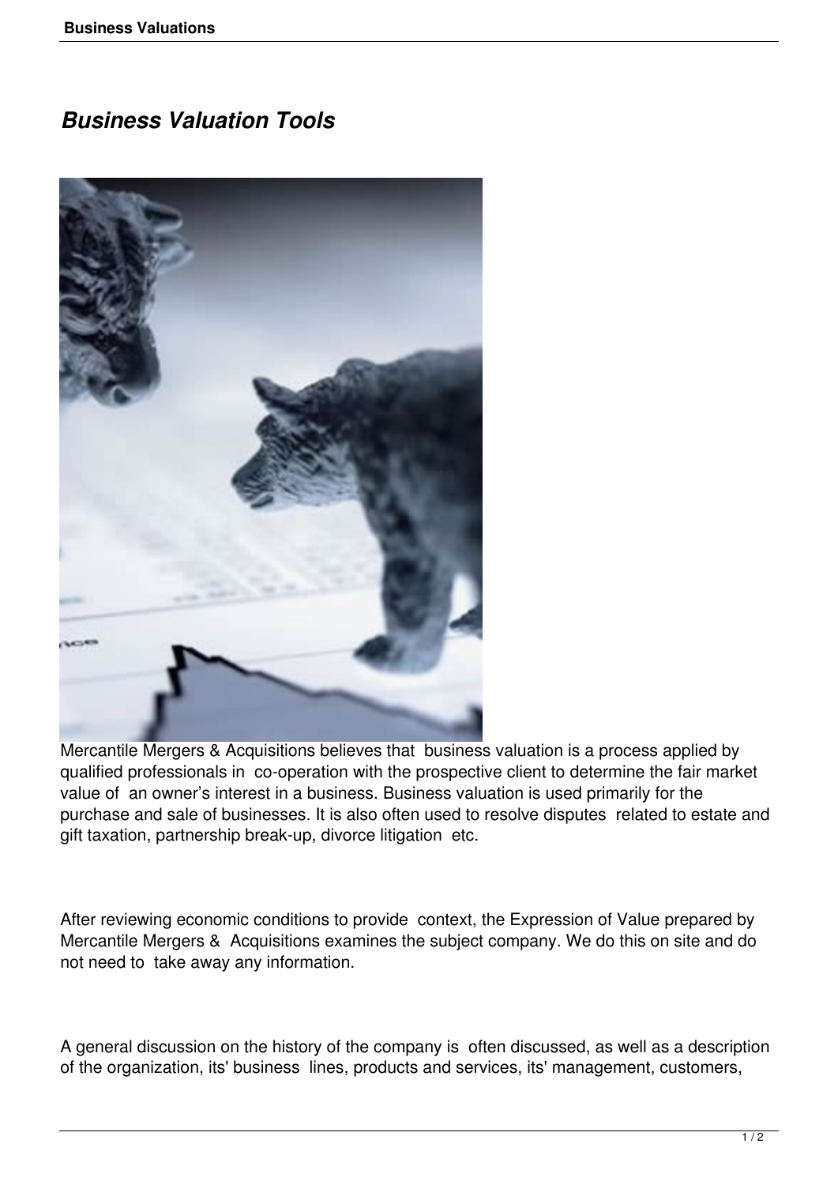# *Business Valuation Tools*

Mercantile Mergers & Acquisitions believes that business valuation is a process applied by qualified professionals in co-operation with the prospective client to determine the fair market value of an owner's interest in a business. Business valuation is used primarily for the purchase and sale of businesses. It is also often used to resolve disputes related to estate and gift taxation, partnership break-up, divorce litigation etc.

After reviewing economic conditions to provide context, the Expression of Value prepared by Mercantile Mergers & Acquisitions examines the subject company. We do this on site and do not need to take away any information.

A general discussion on the history of the company is often discussed, as well as a description of the organization, its' business lines, products and services, its' management, customers,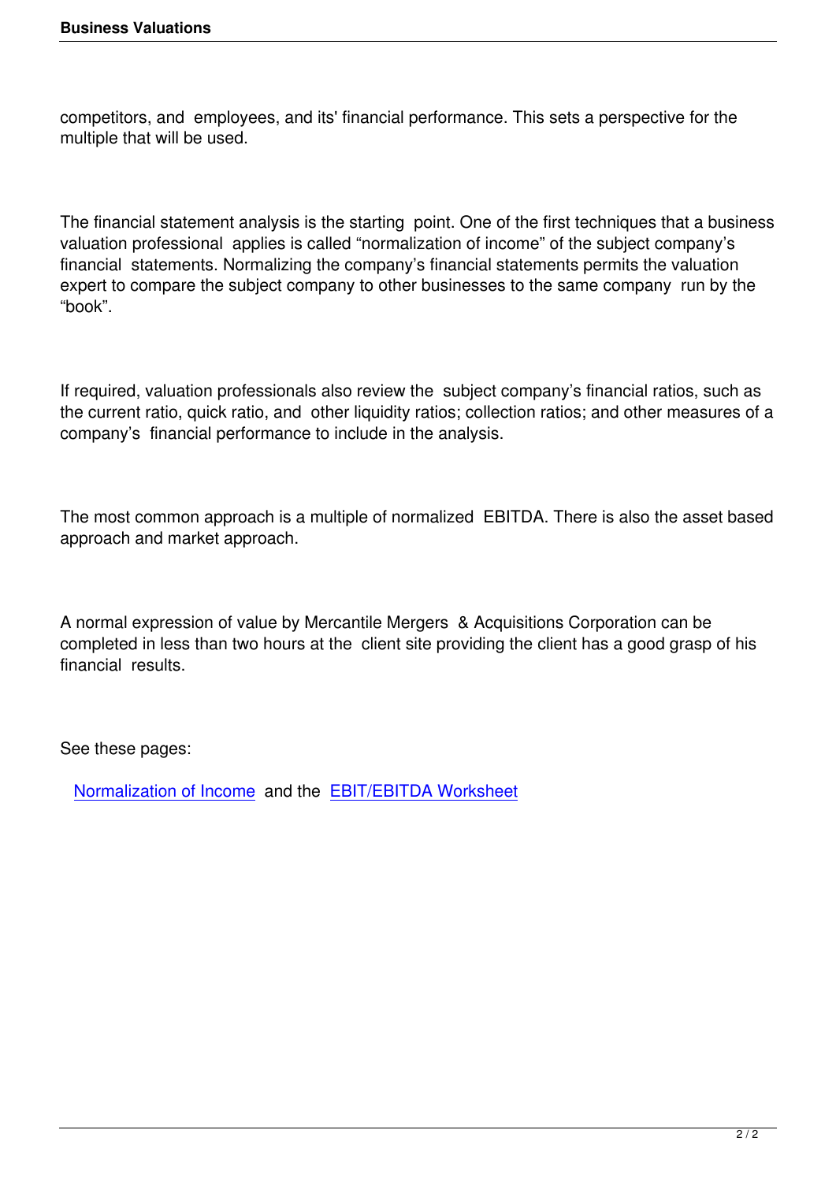competitors, and employees, and its' financial performance. This sets a perspective for the multiple that will be used.

The financial statement analysis is the starting point. One of the first techniques that a business valuation professional applies is called "normalization of income" of the subject company's financial statements. Normalizing the company's financial statements permits the valuation expert to compare the subject company to other businesses to the same company run by the "book".

If required, valuation professionals also review the subject company's financial ratios, such as the current ratio, quick ratio, and other liquidity ratios; collection ratios; and other measures of a company's financial performance to include in the analysis.

The most common approach is a multiple of normalized EBITDA. There is also the asset based approach and market approach.

A normal expression of value by Mercantile Mergers & Acquisitions Corporation can be completed in less than two hours at the client site providing the client has a good grasp of his financial results.

See these pages:

Normalization of Income and the EBIT/EBITDA Worksheet